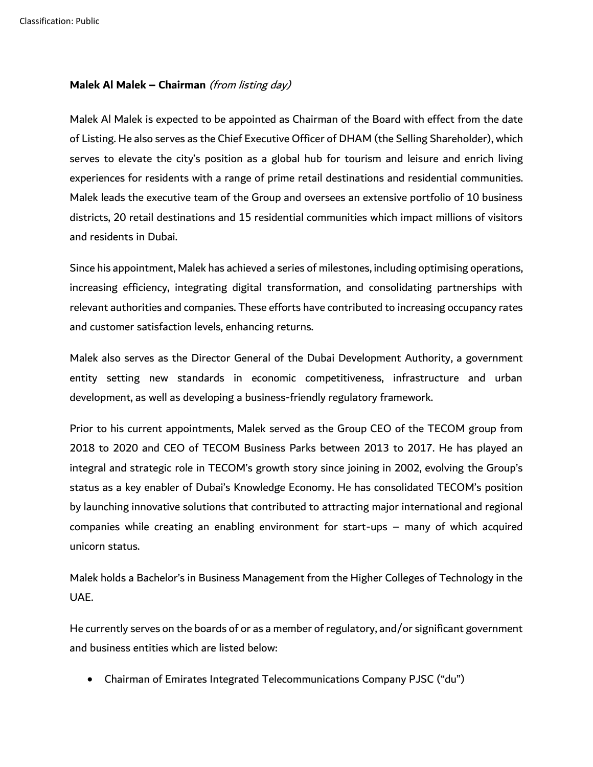**Malek Al Malek – Chairman** *(from listing day)*

Malek Al Malek is expected to be appointed as Chairman of the Board with effect from the date of Listing. He also serves as the Chief Executive Officer of DHAM (the Selling Shareholder), which serves to elevate the city's position as a global hub for tourism and leisure and enrich living experiences for residents with a range of prime retail destinations and residential communities. Malek leads the executive team of the Group and oversees an extensive portfolio of 10 business districts, 20 retail destinations and 15 residential communities which impact millions of visitors and residents in Dubai.

Since his appointment, Malek has achieved a series of milestones, including optimising operations, increasing efficiency, integrating digital transformation, and consolidating partnerships with relevant authorities and companies. These efforts have contributed to increasing occupancy rates and customer satisfaction levels, enhancing returns.

Malek also serves as the Director General of the Dubai Development Authority, a government entity setting new standards in economic competitiveness, infrastructure and urban development, as well as developing a business-friendly regulatory framework.

Prior to his current appointments, Malek served as the Group CEO of the TECOM group from 2018 to 2020 and CEO of TECOM Business Parks between 2013 to 2017. He has played an integral and strategic role in TECOM's growth story since joining in 2002, evolving the Group's status as a key enabler of Dubai's Knowledge Economy. He has consolidated TECOM's position by launching innovative solutions that contributed to attracting major international and regional companies while creating an enabling environment for start-ups – many of which acquired unicorn status.

Malek holds a Bachelor's in Business Management from the Higher Colleges of Technology in the UAE.

He currently serves on the boards of or as a member of regulatory, and/or significant government and business entities which are listed below:

- Chairman of Emirates Integrated Telecommunications Company PJSC ("du")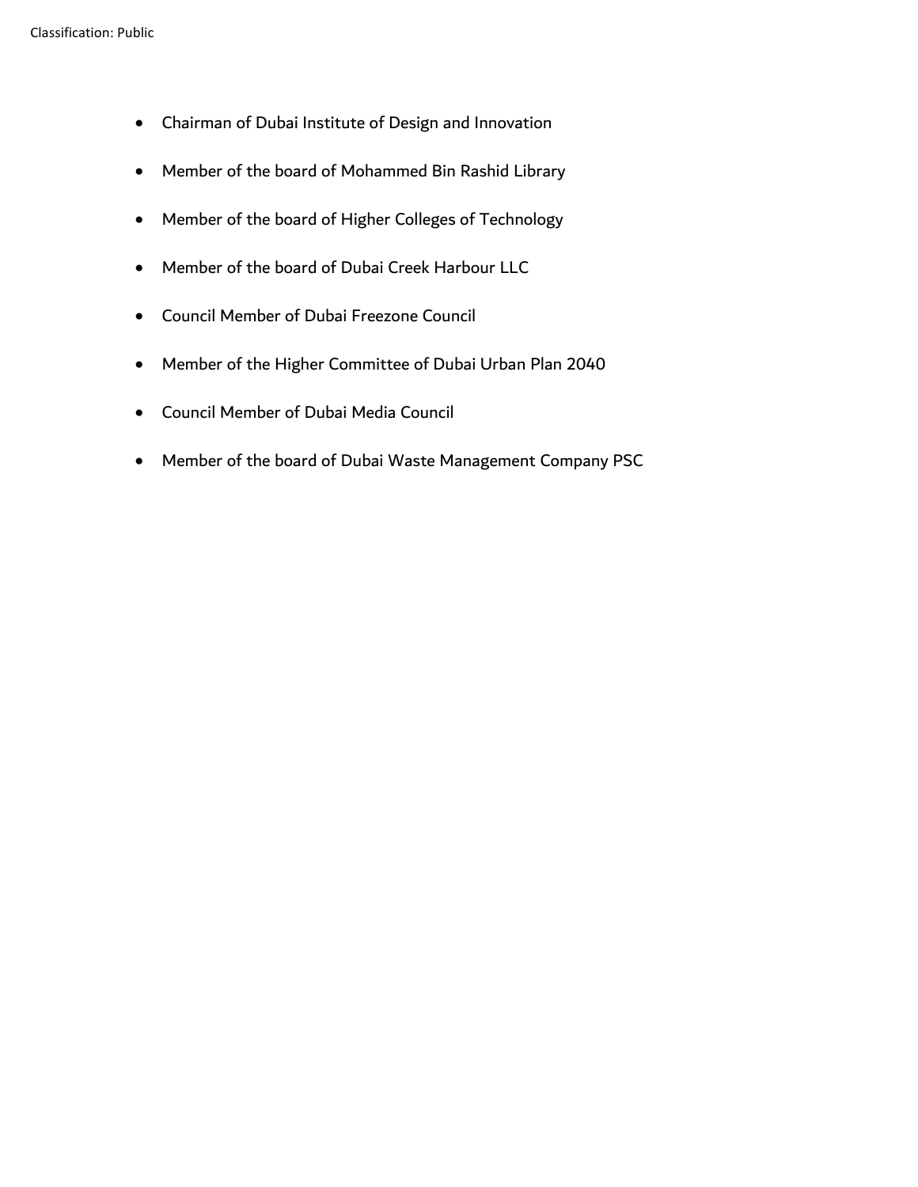- Chairman of Dubai Institute of Design and Innovation
- Member of the board of Mohammed Bin Rashid Library
- Member of the board of Higher Colleges of Technology
- Member of the board of Dubai Creek Harbour LLC
- Council Member of Dubai Freezone Council
- Member of the Higher Committee of Dubai Urban Plan 2040
- Council Member of Dubai Media Council
- Member of the board of Dubai Waste Management Company PSC